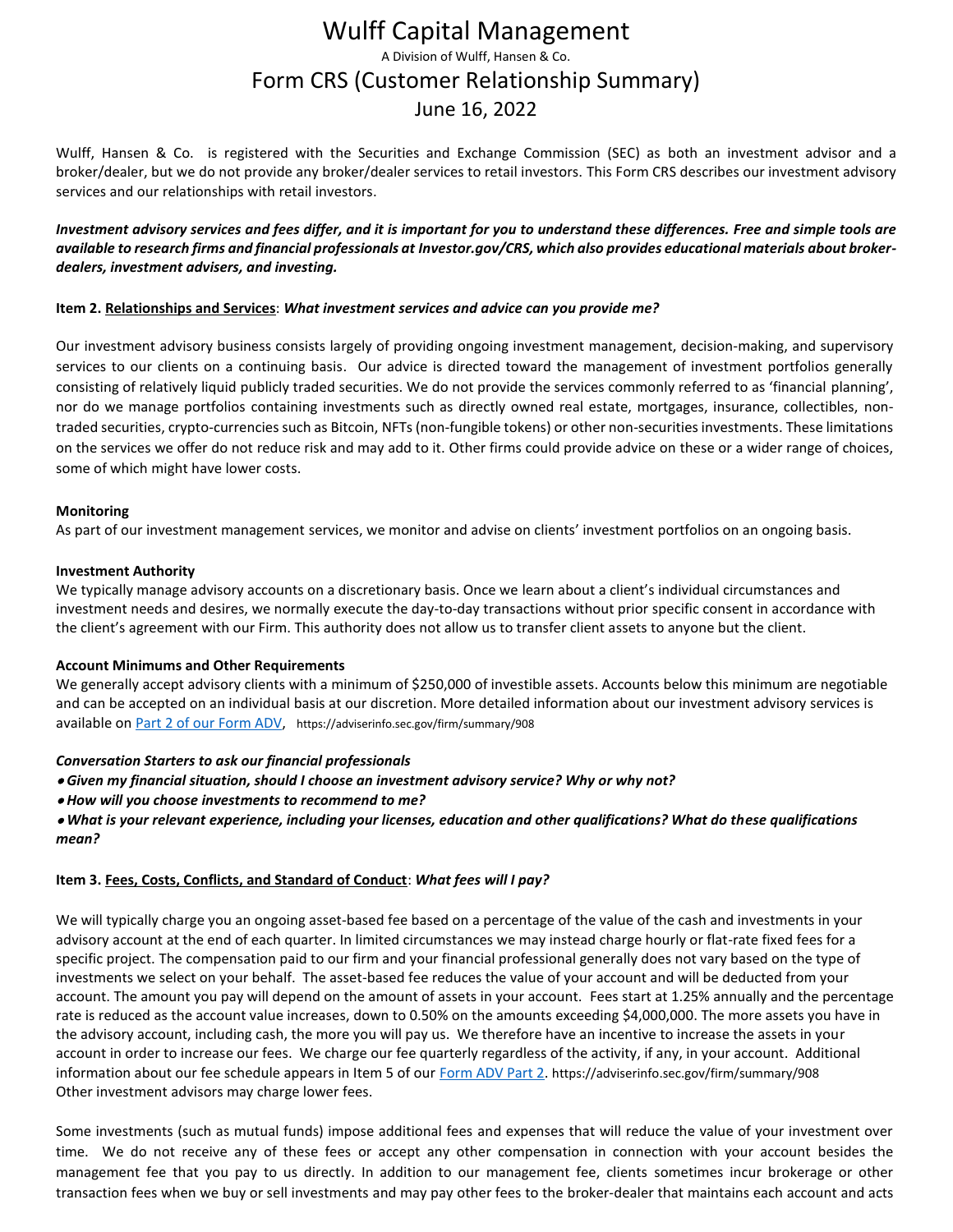# Wulff Capital Management

A Division of Wulff, Hansen & Co.

## Form CRS (Customer Relationship Summary)

June 16, 2022

Wulff, Hansen & Co. is registered with the Securities and Exchange Commission (SEC) as both an investment advisor and a broker/dealer, but we do not provide any broker/dealer services to retail investors. This Form CRS describes our investment advisory services and our relationships with retail investors.

***Investment advisory services and fees differ, and it is important for you to understand these differences. Free and simple tools are available to research firms and financial professionals at Investor.gov/CRS, which also provides educational materials about broker-dealers, investment advisers, and investing.***

**Item 2. Relationships and Services**: ***What investment services and advice can you provide me?***

Our investment advisory business consists largely of providing ongoing investment management, decision-making, and supervisory services to our clients on a continuing basis. Our advice is directed toward the management of investment portfolios generally consisting of relatively liquid publicly traded securities. We do not provide the services commonly referred to as 'financial planning', nor do we manage portfolios containing investments such as directly owned real estate, mortgages, insurance, collectibles, non-traded securities, crypto-currencies such as Bitcoin, NFTs (non-fungible tokens) or other non-securities investments. These limitations on the services we offer do not reduce risk and may add to it. Other firms could provide advice on these or a wider range of choices, some of which might have lower costs.

**Monitoring**

As part of our investment management services, we monitor and advise on clients' investment portfolios on an ongoing basis.

**Investment Authority**

We typically manage advisory accounts on a discretionary basis. Once we learn about a client's individual circumstances and investment needs and desires, we normally execute the day-to-day transactions without prior specific consent in accordance with the client's agreement with our Firm. This authority does not allow us to transfer client assets to anyone but the client.

**Account Minimums and Other Requirements**

We generally accept advisory clients with a minimum of $250,000 of investible assets. Accounts below this minimum are negotiable and can be accepted on an individual basis at our discretion. More detailed information about our investment advisory services is available on [Part 2 of our Form ADV](https://adviserinfo.sec.gov/firm/summary/908), https://adviserinfo.sec.gov/firm/summary/908

***Conversation Starters to ask our financial professionals***

- ***Given my financial situation, should I choose an investment advisory service? Why or why not?***
- ***How will you choose investments to recommend to me?***
- ***What is your relevant experience, including your licenses, education and other qualifications? What do these qualifications mean?***

**Item 3. Fees, Costs, Conflicts, and Standard of Conduct**: ***What fees will I pay?***

We will typically charge you an ongoing asset-based fee based on a percentage of the value of the cash and investments in your advisory account at the end of each quarter. In limited circumstances we may instead charge hourly or flat-rate fixed fees for a specific project. The compensation paid to our firm and your financial professional generally does not vary based on the type of investments we select on your behalf. The asset-based fee reduces the value of your account and will be deducted from your account. The amount you pay will depend on the amount of assets in your account. Fees start at 1.25% annually and the percentage rate is reduced as the account value increases, down to 0.50% on the amounts exceeding $4,000,000. The more assets you have in the advisory account, including cash, the more you will pay us. We therefore have an incentive to increase the assets in your account in order to increase our fees. We charge our fee quarterly regardless of the activity, if any, in your account. Additional information about our fee schedule appears in Item 5 of our [Form ADV Part 2](https://adviserinfo.sec.gov/firm/summary/908). https://adviserinfo.sec.gov/firm/summary/908
Other investment advisors may charge lower fees.

Some investments (such as mutual funds) impose additional fees and expenses that will reduce the value of your investment over time. We do not receive any of these fees or accept any other compensation in connection with your account besides the management fee that you pay to us directly. In addition to our management fee, clients sometimes incur brokerage or other transaction fees when we buy or sell investments and may pay other fees to the broker-dealer that maintains each account and acts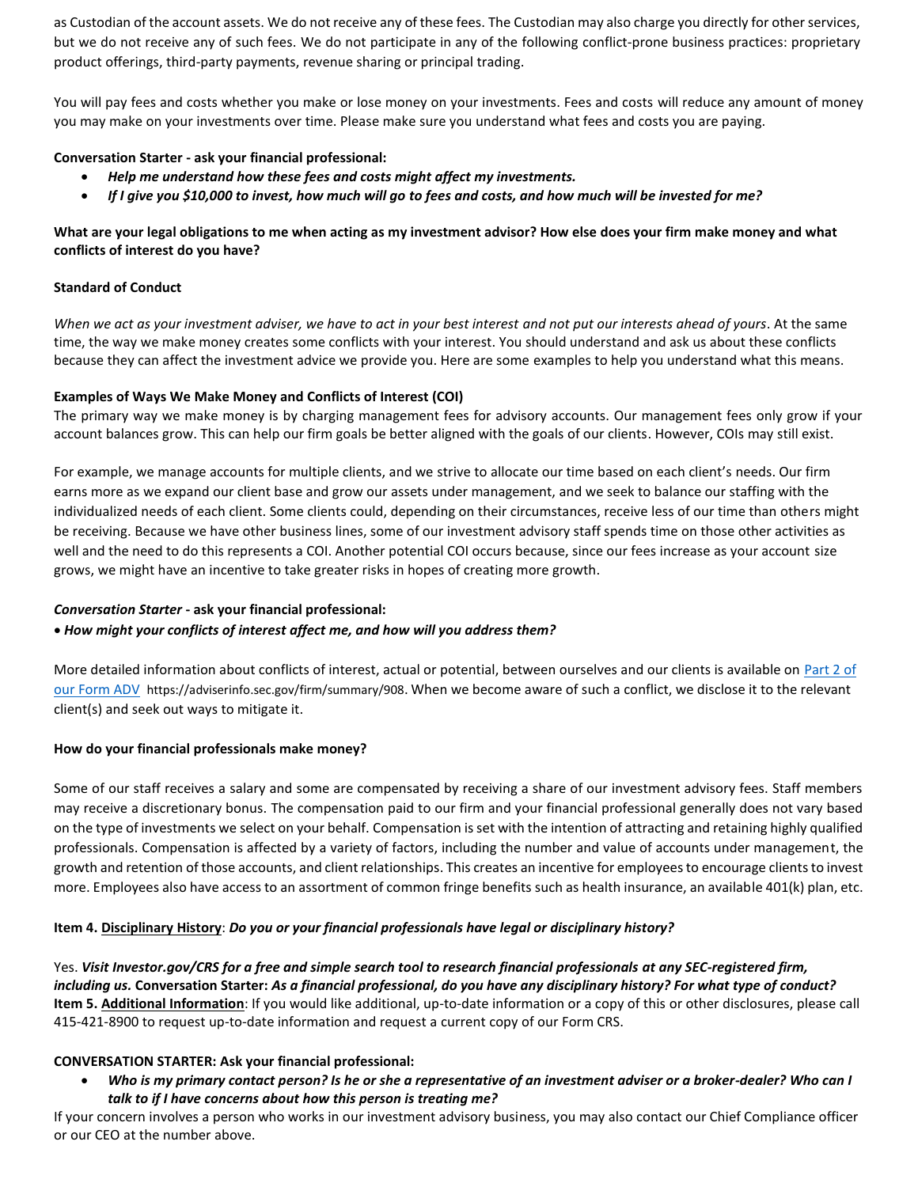as Custodian of the account assets. We do not receive any of these fees. The Custodian may also charge you directly for other services, but we do not receive any of such fees. We do not participate in any of the following conflict-prone business practices: proprietary product offerings, third-party payments, revenue sharing or principal trading.

You will pay fees and costs whether you make or lose money on your investments. Fees and costs will reduce any amount of money you may make on your investments over time. Please make sure you understand what fees and costs you are paying.

**Conversation Starter - ask your financial professional:**

- ***Help me understand how these fees and costs might affect my investments.***
- ***If I give you $10,000 to invest, how much will go to fees and costs, and how much will be invested for me?***

**What are your legal obligations to me when acting as my investment advisor? How else does your firm make money and what conflicts of interest do you have?**

**Standard of Conduct**

*When we act as your investment adviser, we have to act in your best interest and not put our interests ahead of yours*. At the same time, the way we make money creates some conflicts with your interest. You should understand and ask us about these conflicts because they can affect the investment advice we provide you. Here are some examples to help you understand what this means.

**Examples of Ways We Make Money and Conflicts of Interest (COI)**

The primary way we make money is by charging management fees for advisory accounts. Our management fees only grow if your account balances grow. This can help our firm goals be better aligned with the goals of our clients. However, COIs may still exist.

For example, we manage accounts for multiple clients, and we strive to allocate our time based on each client's needs. Our firm earns more as we expand our client base and grow our assets under management, and we seek to balance our staffing with the individualized needs of each client. Some clients could, depending on their circumstances, receive less of our time than others might be receiving. Because we have other business lines, some of our investment advisory staff spends time on those other activities as well and the need to do this represents a COI. Another potential COI occurs because, since our fees increase as your account size grows, we might have an incentive to take greater risks in hopes of creating more growth.

***Conversation Starter* - ask your financial professional:**

- ***How might your conflicts of interest affect me, and how will you address them?***

More detailed information about conflicts of interest, actual or potential, between ourselves and our clients is available on [Part 2 of our Form ADV](https://adviserinfo.sec.gov/firm/summary/908) https://adviserinfo.sec.gov/firm/summary/908. When we become aware of such a conflict, we disclose it to the relevant client(s) and seek out ways to mitigate it.

**How do your financial professionals make money?**

Some of our staff receives a salary and some are compensated by receiving a share of our investment advisory fees. Staff members may receive a discretionary bonus. The compensation paid to our firm and your financial professional generally does not vary based on the type of investments we select on your behalf. Compensation is set with the intention of attracting and retaining highly qualified professionals. Compensation is affected by a variety of factors, including the number and value of accounts under management, the growth and retention of those accounts, and client relationships. This creates an incentive for employees to encourage clients to invest more. Employees also have access to an assortment of common fringe benefits such as health insurance, an available 401(k) plan, etc.

**Item 4. Disciplinary History**: ***Do you or your financial professionals have legal or disciplinary history?***

Yes. ***Visit Investor.gov/CRS for a free and simple search tool to research financial professionals at any SEC-registered firm, including us.*** **Conversation Starter:** ***As a financial professional, do you have any disciplinary history? For what type of conduct?***

**Item 5. Additional Information**: If you would like additional, up-to-date information or a copy of this or other disclosures, please call 415-421-8900 to request up-to-date information and request a current copy of our Form CRS.

**CONVERSATION STARTER: Ask your financial professional:**

- ***Who is my primary contact person? Is he or she a representative of an investment adviser or a broker-dealer? Who can I talk to if I have concerns about how this person is treating me?***

If your concern involves a person who works in our investment advisory business, you may also contact our Chief Compliance officer or our CEO at the number above.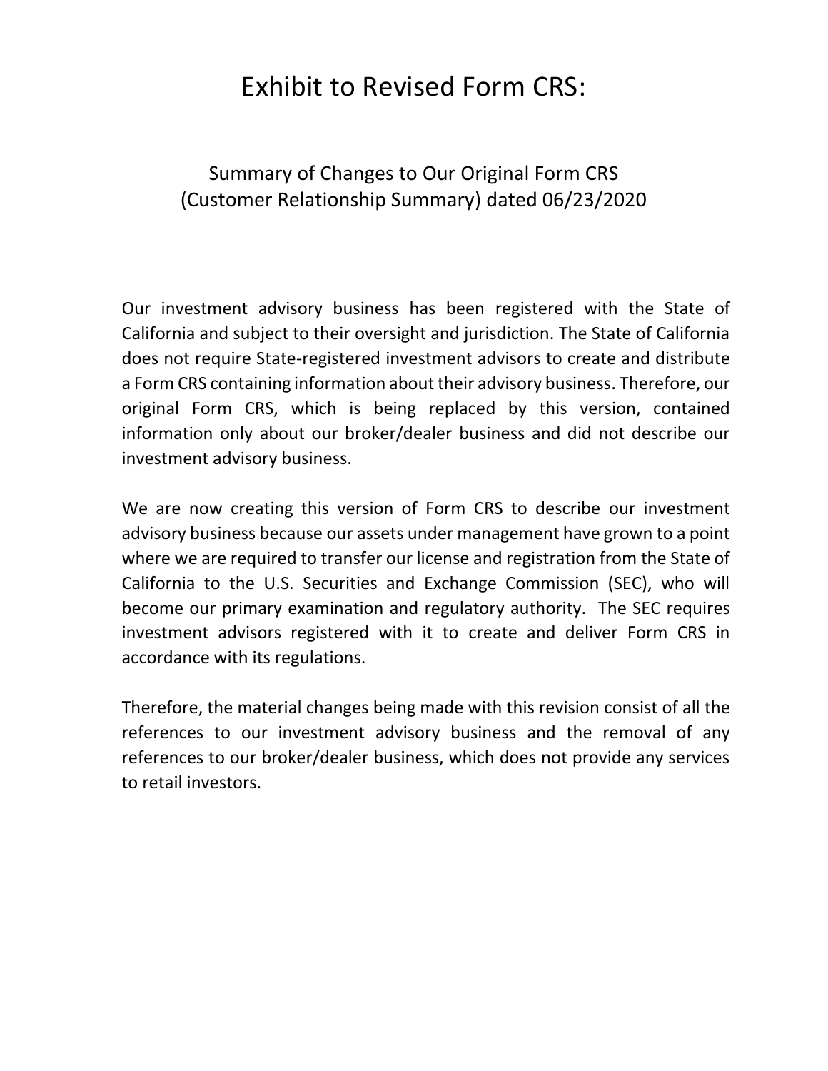# Exhibit to Revised Form CRS:

## Summary of Changes to Our Original Form CRS (Customer Relationship Summary) dated 06/23/2020

Our investment advisory business has been registered with the State of California and subject to their oversight and jurisdiction. The State of California does not require State-registered investment advisors to create and distribute a Form CRS containing information about their advisory business. Therefore, our original Form CRS, which is being replaced by this version, contained information only about our broker/dealer business and did not describe our investment advisory business.

We are now creating this version of Form CRS to describe our investment advisory business because our assets under management have grown to a point where we are required to transfer our license and registration from the State of California to the U.S. Securities and Exchange Commission (SEC), who will become our primary examination and regulatory authority. The SEC requires investment advisors registered with it to create and deliver Form CRS in accordance with its regulations.

Therefore, the material changes being made with this revision consist of all the references to our investment advisory business and the removal of any references to our broker/dealer business, which does not provide any services to retail investors.